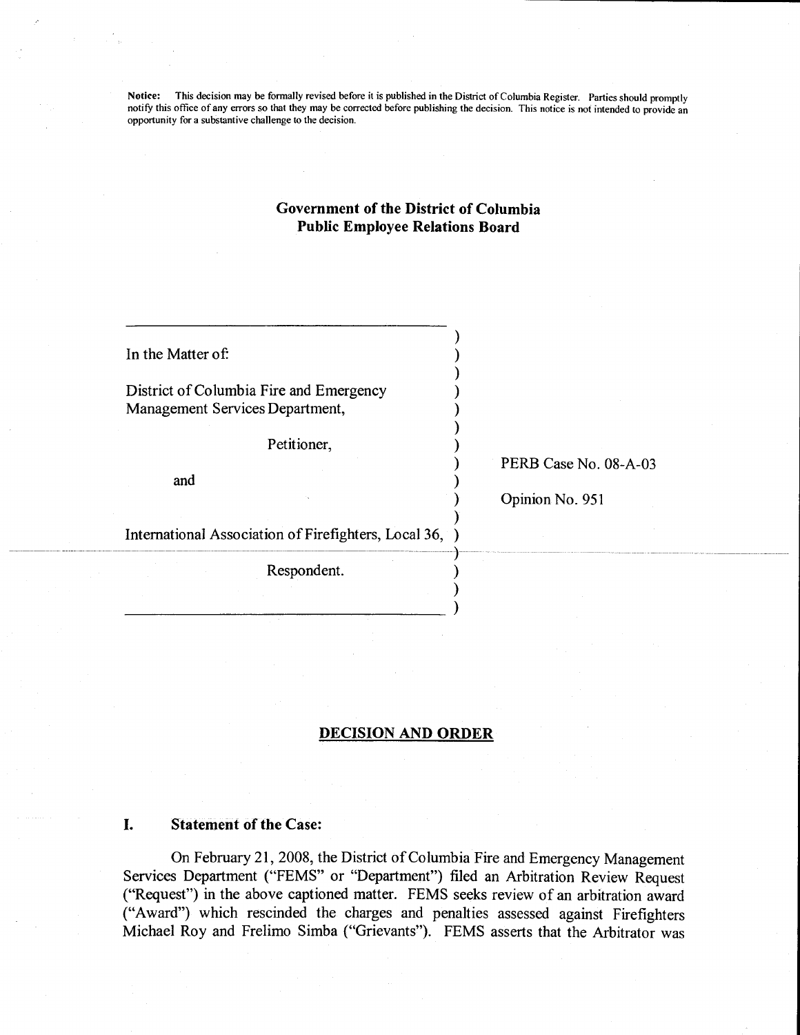**Notice:** This decision may be formally revised before it is published in the District of Columbia Register. Parties should promptly notify this office of any errors so that they may be corrected before publishing the decision. This notice is not intended to provide an opportunity for a substantive challenge to the decision.

## Government of the District of Columbia
## Public Employee Relations Board

In the Matter of:

District of Columbia Fire and Emergency Management Services Department,

Petitioner,

and

International Association of Firefighters, Local 36,

Respondent.

PERB Case No. 08-A-03

Opinion No. 951

## DECISION AND ORDER

### I. Statement of the Case:

On February 21, 2008, the District of Columbia Fire and Emergency Management Services Department ("FEMS" or "Department") filed an Arbitration Review Request ("Request") in the above captioned matter. FEMS seeks review of an arbitration award ("Award") which rescinded the charges and penalties assessed against Firefighters Michael Roy and Frelimo Simba ("Grievants"). FEMS asserts that the Arbitrator was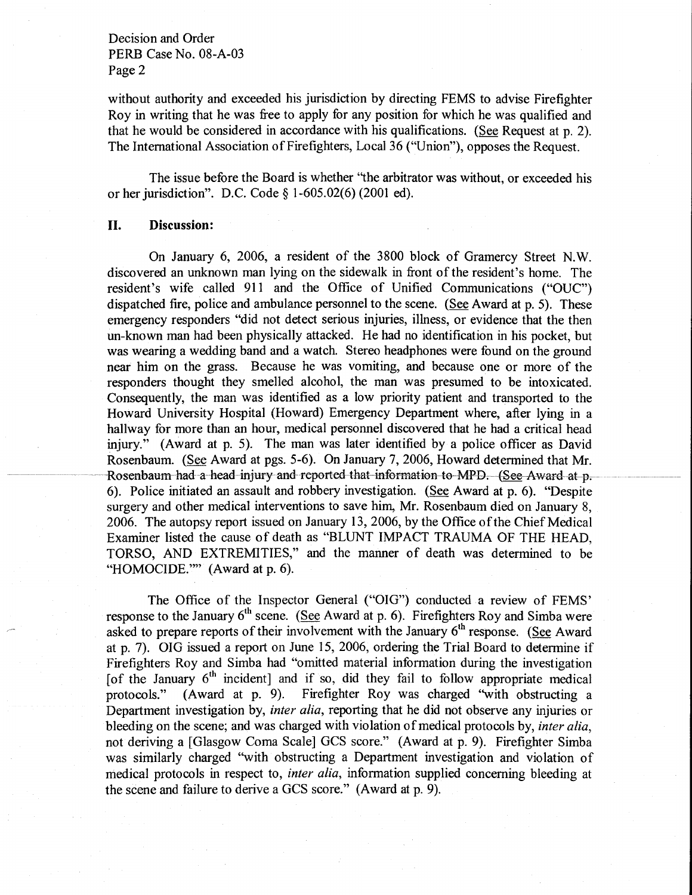without authority and exceeded his jurisdiction by directing FEMS to advise Firefighter Roy in writing that he was free to apply for any position for which he was qualified and that he would be considered in accordance with his qualifications. (See Request at p. 2). The International Association of Firefighters, Local 36 ("Union"), opposes the Request.

The issue before the Board is whether "the arbitrator was without, or exceeded his or her jurisdiction". D.C. Code § 1-605.02(6) (2001 ed).

## II. Discussion:

On January 6, 2006, a resident of the 3800 block of Gramercy Street N.W. discovered an unknown man lying on the sidewalk in front of the resident's home. The resident's wife called 911 and the Office of Unified Communications ("OUC") dispatched fire, police and ambulance personnel to the scene. (See Award at p. 5). These emergency responders "did not detect serious injuries, illness, or evidence that the then un-known man had been physically attacked. He had no identification in his pocket, but was wearing a wedding band and a watch. Stereo headphones were found on the ground near him on the grass. Because he was vomiting, and because one or more of the responders thought they smelled alcohol, the man was presumed to be intoxicated. Consequently, the man was identified as a low priority patient and transported to the Howard University Hospital (Howard) Emergency Department where, after lying in a hallway for more than an hour, medical personnel discovered that he had a critical head injury." (Award at p. 5). The man was later identified by a police officer as David Rosenbaum. (See Award at pgs. 5-6). On January 7, 2006, Howard determined that Mr. Rosenbaum had a head injury and reported that information to MPD. (See Award at p. 6). Police initiated an assault and robbery investigation. (See Award at p. 6). "Despite surgery and other medical interventions to save him, Mr. Rosenbaum died on January 8, 2006. The autopsy report issued on January 13, 2006, by the Office of the Chief Medical Examiner listed the cause of death as "BLUNT IMPACT TRAUMA OF THE HEAD, TORSO, AND EXTREMITIES," and the manner of death was determined to be "HOMOCIDE."" (Award at p. 6).

The Office of the Inspector General ("OIG") conducted a review of FEMS' response to the January 6[th] scene. (See Award at p. 6). Firefighters Roy and Simba were asked to prepare reports of their involvement with the January 6[th] response. (See Award at p. 7). OIG issued a report on June 15, 2006, ordering the Trial Board to determine if Firefighters Roy and Simba had "omitted material information during the investigation [of the January 6[th] incident] and if so, did they fail to follow appropriate medical protocols." (Award at p. 9). Firefighter Roy was charged "with obstructing a Department investigation by, *inter alia*, reporting that he did not observe any injuries or bleeding on the scene; and was charged with violation of medical protocols by, *inter alia*, not deriving a [Glasgow Coma Scale] GCS score." (Award at p. 9). Firefighter Simba was similarly charged "with obstructing a Department investigation and violation of medical protocols in respect to, *inter alia*, information supplied concerning bleeding at the scene and failure to derive a GCS score." (Award at p. 9).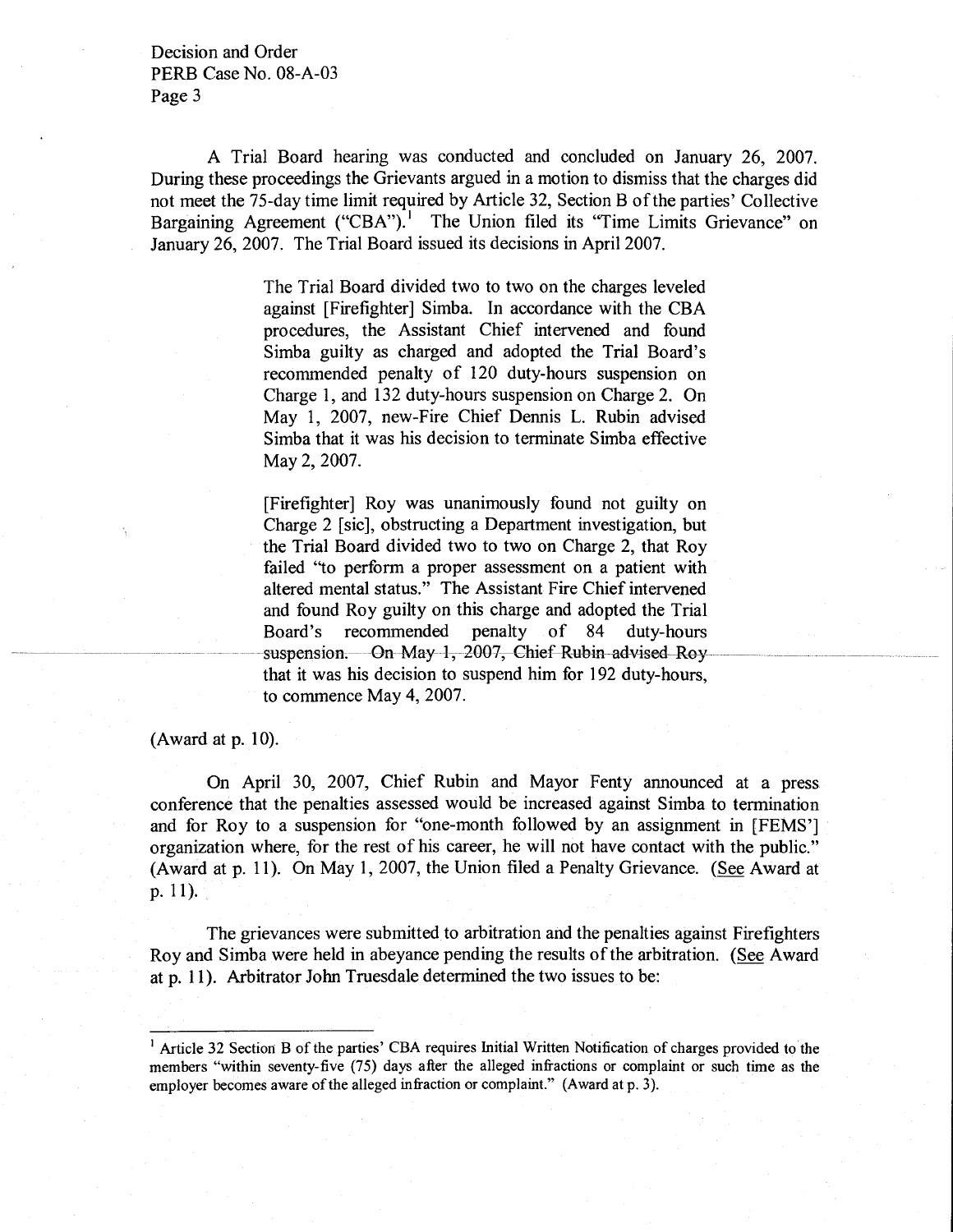A Trial Board hearing was conducted and concluded on January 26, 2007. During these proceedings the Grievants argued in a motion to dismiss that the charges did not meet the 75-day time limit required by Article 32, Section B of the parties' Collective Bargaining Agreement ("CBA").[1] The Union filed its "Time Limits Grievance" on January 26, 2007. The Trial Board issued its decisions in April 2007.

> The Trial Board divided two to two on the charges leveled against [Firefighter] Simba. In accordance with the CBA procedures, the Assistant Chief intervened and found Simba guilty as charged and adopted the Trial Board's recommended penalty of 120 duty-hours suspension on Charge 1, and 132 duty-hours suspension on Charge 2. On May 1, 2007, new-Fire Chief Dennis L. Rubin advised Simba that it was his decision to terminate Simba effective May 2, 2007.
>
> [Firefighter] Roy was unanimously found not guilty on Charge 2 [sic], obstructing a Department investigation, but the Trial Board divided two to two on Charge 2, that Roy failed "to perform a proper assessment on a patient with altered mental status." The Assistant Fire Chief intervened and found Roy guilty on this charge and adopted the Trial Board's recommended penalty of 84 duty-hours suspension. On May 1, 2007, Chief Rubin advised Roy that it was his decision to suspend him for 192 duty-hours, to commence May 4, 2007.

(Award at p. 10).

On April 30, 2007, Chief Rubin and Mayor Fenty announced at a press conference that the penalties assessed would be increased against Simba to termination and for Roy to a suspension for "one-month followed by an assignment in [FEMS'] organization where, for the rest of his career, he will not have contact with the public." (Award at p. 11). On May 1, 2007, the Union filed a Penalty Grievance. (See Award at p. 11).

The grievances were submitted to arbitration and the penalties against Firefighters Roy and Simba were held in abeyance pending the results of the arbitration. (See Award at p. 11). Arbitrator John Truesdale determined the two issues to be:

---

[1] Article 32 Section B of the parties' CBA requires Initial Written Notification of charges provided to the members "within seventy-five (75) days after the alleged infractions or complaint or such time as the employer becomes aware of the alleged infraction or complaint." (Award at p. 3).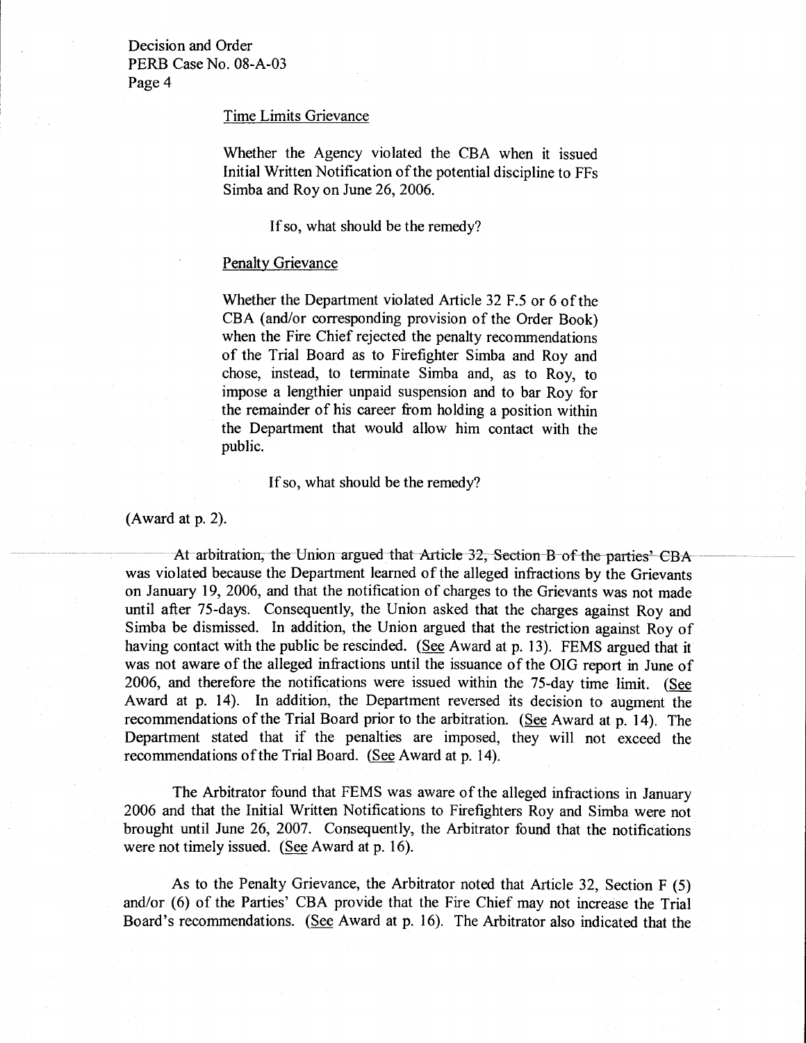Time Limits Grievance

> Whether the Agency violated the CBA when it issued Initial Written Notification of the potential discipline to FFs Simba and Roy on June 26, 2006.
>
> If so, what should be the remedy?

Penalty Grievance

> Whether the Department violated Article 32 F.5 or 6 of the CBA (and/or corresponding provision of the Order Book) when the Fire Chief rejected the penalty recommendations of the Trial Board as to Firefighter Simba and Roy and chose, instead, to terminate Simba and, as to Roy, to impose a lengthier unpaid suspension and to bar Roy for the remainder of his career from holding a position within the Department that would allow him contact with the public.
>
> If so, what should be the remedy?

(Award at p. 2).

At arbitration, the Union argued that Article 32, Section B of the parties' CBA was violated because the Department learned of the alleged infractions by the Grievants on January 19, 2006, and that the notification of charges to the Grievants was not made until after 75-days. Consequently, the Union asked that the charges against Roy and Simba be dismissed. In addition, the Union argued that the restriction against Roy of having contact with the public be rescinded. (See Award at p. 13). FEMS argued that it was not aware of the alleged infractions until the issuance of the OIG report in June of 2006, and therefore the notifications were issued within the 75-day time limit. (See Award at p. 14). In addition, the Department reversed its decision to augment the recommendations of the Trial Board prior to the arbitration. (See Award at p. 14). The Department stated that if the penalties are imposed, they will not exceed the recommendations of the Trial Board. (See Award at p. 14).

The Arbitrator found that FEMS was aware of the alleged infractions in January 2006 and that the Initial Written Notifications to Firefighters Roy and Simba were not brought until June 26, 2007. Consequently, the Arbitrator found that the notifications were not timely issued. (See Award at p. 16).

As to the Penalty Grievance, the Arbitrator noted that Article 32, Section F (5) and/or (6) of the Parties' CBA provide that the Fire Chief may not increase the Trial Board's recommendations. (See Award at p. 16). The Arbitrator also indicated that the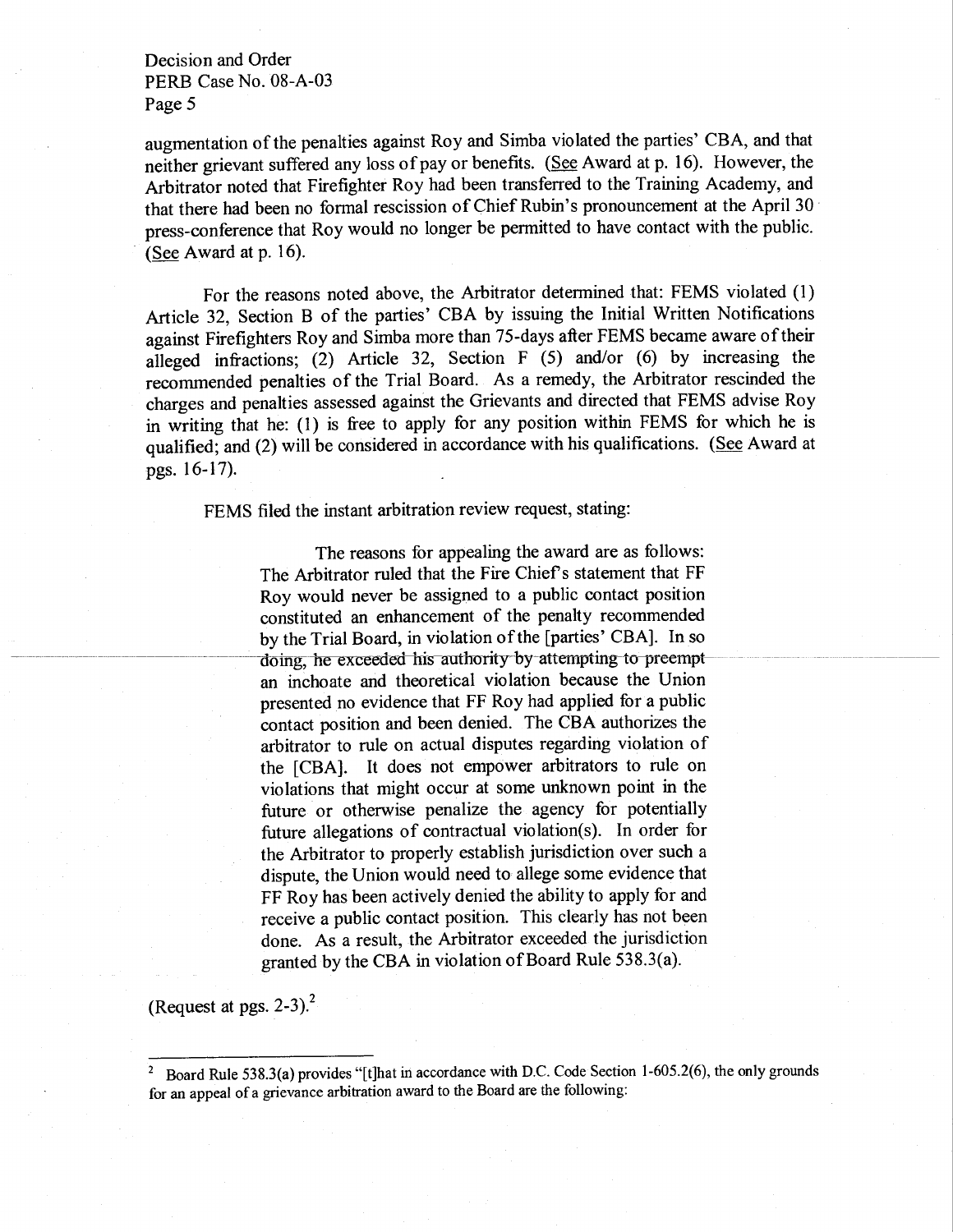augmentation of the penalties against Roy and Simba violated the parties' CBA, and that neither grievant suffered any loss of pay or benefits. (See Award at p. 16). However, the Arbitrator noted that Firefighter Roy had been transferred to the Training Academy, and that there had been no formal rescission of Chief Rubin's pronouncement at the April 30 press-conference that Roy would no longer be permitted to have contact with the public. (See Award at p. 16).

For the reasons noted above, the Arbitrator determined that: FEMS violated (1) Article 32, Section B of the parties' CBA by issuing the Initial Written Notifications against Firefighters Roy and Simba more than 75-days after FEMS became aware of their alleged infractions; (2) Article 32, Section F (5) and/or (6) by increasing the recommended penalties of the Trial Board. As a remedy, the Arbitrator rescinded the charges and penalties assessed against the Grievants and directed that FEMS advise Roy in writing that he: (1) is free to apply for any position within FEMS for which he is qualified; and (2) will be considered in accordance with his qualifications. (See Award at pgs. 16-17).

FEMS filed the instant arbitration review request, stating:

> The reasons for appealing the award are as follows: The Arbitrator ruled that the Fire Chief's statement that FF Roy would never be assigned to a public contact position constituted an enhancement of the penalty recommended by the Trial Board, in violation of the [parties' CBA]. In so doing, he exceeded his authority by attempting to preempt an inchoate and theoretical violation because the Union presented no evidence that FF Roy had applied for a public contact position and been denied. The CBA authorizes the arbitrator to rule on actual disputes regarding violation of the [CBA]. It does not empower arbitrators to rule on violations that might occur at some unknown point in the future or otherwise penalize the agency for potentially future allegations of contractual violation(s). In order for the Arbitrator to properly establish jurisdiction over such a dispute, the Union would need to allege some evidence that FF Roy has been actively denied the ability to apply for and receive a public contact position. This clearly has not been done. As a result, the Arbitrator exceeded the jurisdiction granted by the CBA in violation of Board Rule 538.3(a).

(Request at pgs. 2-3).[2]

---

[2] Board Rule 538.3(a) provides "[t]hat in accordance with D.C. Code Section 1-605.2(6), the only grounds for an appeal of a grievance arbitration award to the Board are the following: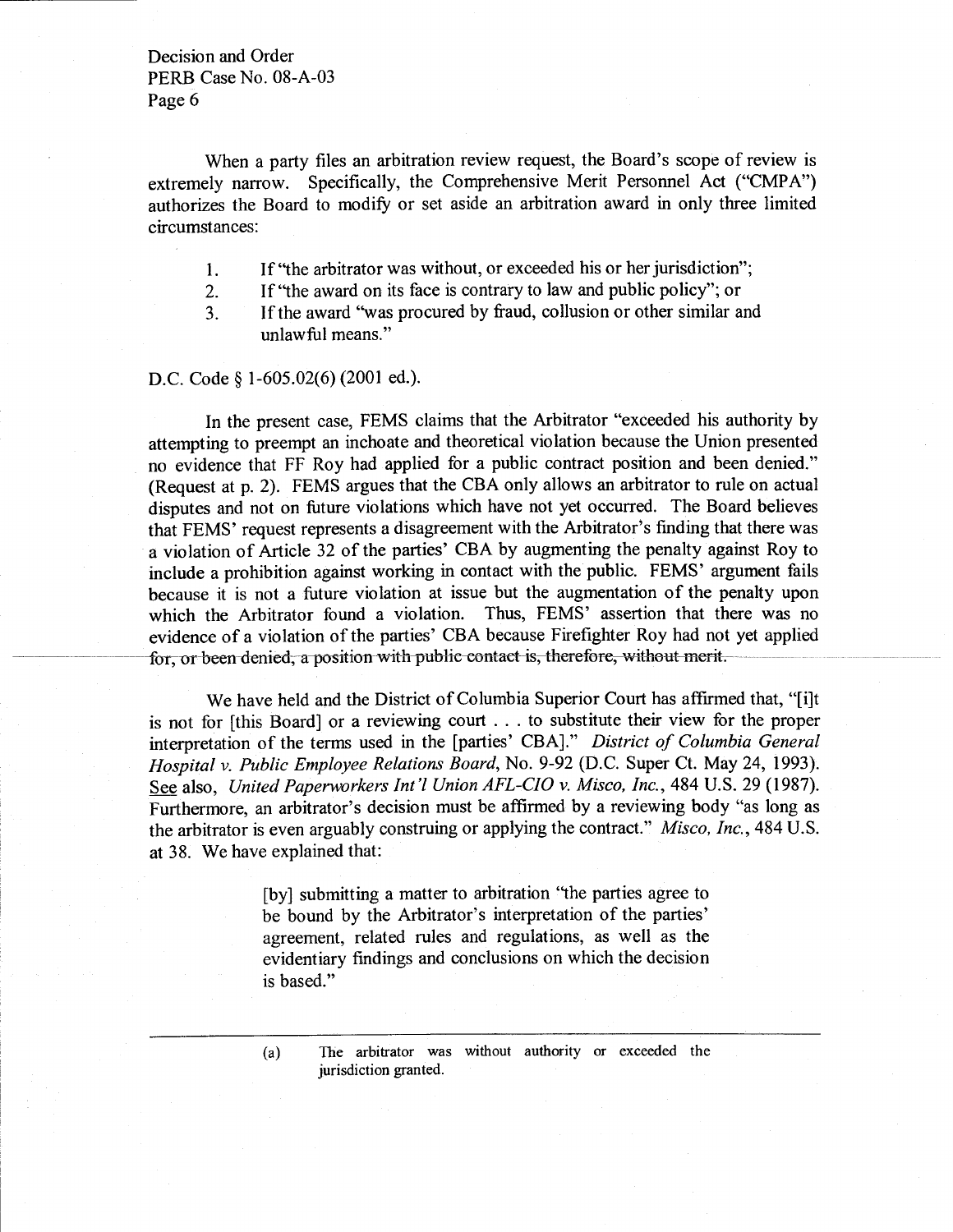When a party files an arbitration review request, the Board's scope of review is extremely narrow. Specifically, the Comprehensive Merit Personnel Act ("CMPA") authorizes the Board to modify or set aside an arbitration award in only three limited circumstances:

1. If "the arbitrator was without, or exceeded his or her jurisdiction";
2. If "the award on its face is contrary to law and public policy"; or
3. If the award "was procured by fraud, collusion or other similar and unlawful means."

D.C. Code § 1-605.02(6) (2001 ed.).

In the present case, FEMS claims that the Arbitrator "exceeded his authority by attempting to preempt an inchoate and theoretical violation because the Union presented no evidence that FF Roy had applied for a public contract position and been denied." (Request at p. 2). FEMS argues that the CBA only allows an arbitrator to rule on actual disputes and not on future violations which have not yet occurred. The Board believes that FEMS' request represents a disagreement with the Arbitrator's finding that there was a violation of Article 32 of the parties' CBA by augmenting the penalty against Roy to include a prohibition against working in contact with the public. FEMS' argument fails because it is not a future violation at issue but the augmentation of the penalty upon which the Arbitrator found a violation. Thus, FEMS' assertion that there was no evidence of a violation of the parties' CBA because Firefighter Roy had not yet applied for, or been denied, a position with public contact is, therefore, without merit.

We have held and the District of Columbia Superior Court has affirmed that, "[i]t is not for [this Board] or a reviewing court . . . to substitute their view for the proper interpretation of the terms used in the [parties' CBA]." *District of Columbia General Hospital v. Public Employee Relations Board*, No. 9-92 (D.C. Super Ct. May 24, 1993). See also, *United Paperworkers Int'l Union AFL-CIO v. Misco, Inc.*, 484 U.S. 29 (1987). Furthermore, an arbitrator's decision must be affirmed by a reviewing body "as long as the arbitrator is even arguably construing or applying the contract." *Misco, Inc.*, 484 U.S. at 38. We have explained that:

> [by] submitting a matter to arbitration "the parties agree to be bound by the Arbitrator's interpretation of the parties' agreement, related rules and regulations, as well as the evidentiary findings and conclusions on which the decision is based."

---

(a) The arbitrator was without authority or exceeded the jurisdiction granted.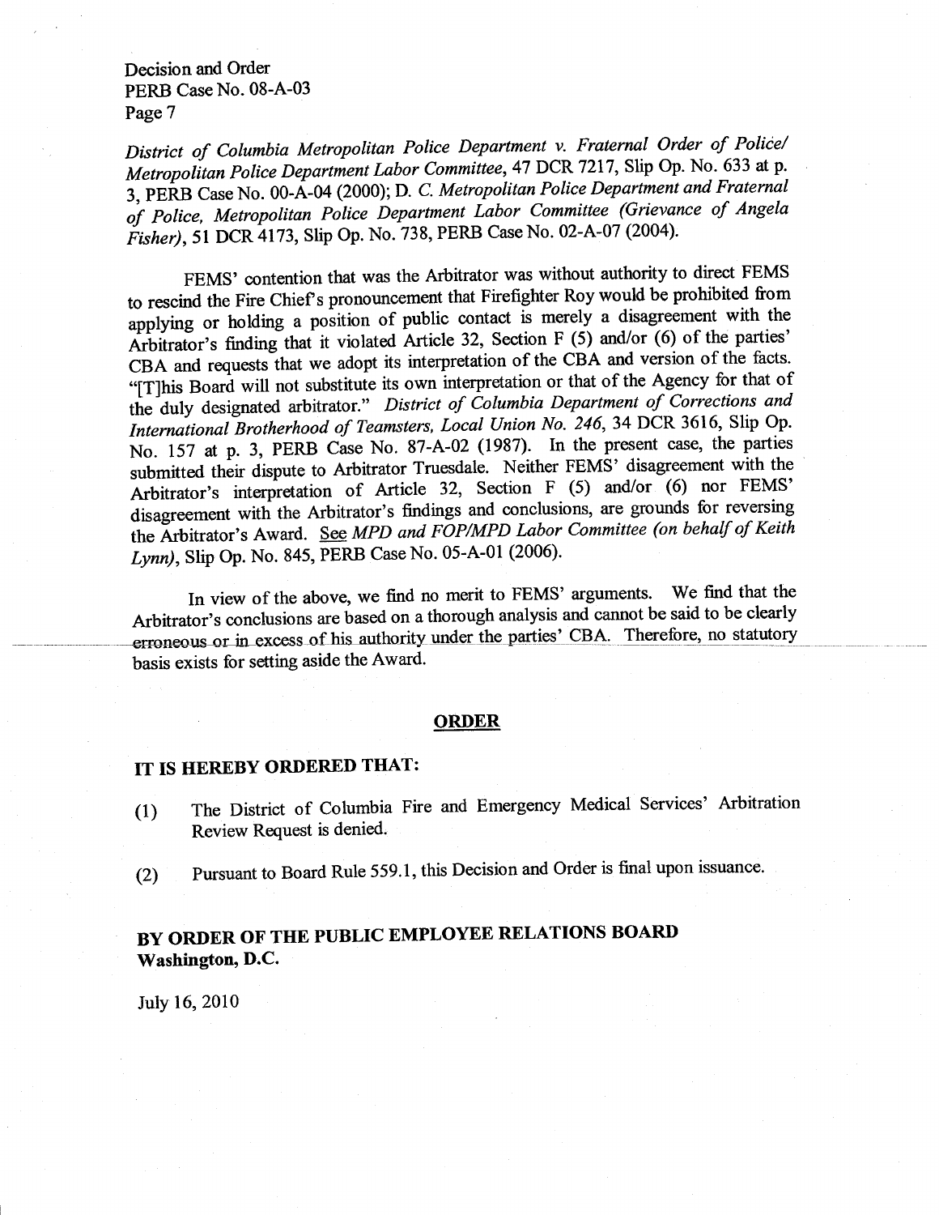*District of Columbia Metropolitan Police Department v. Fraternal Order of Police/ Metropolitan Police Department Labor Committee*, 47 DCR 7217, Slip Op. No. 633 at p. 3, PERB Case No. 00-A-04 (2000); *D. C. Metropolitan Police Department and Fraternal of Police, Metropolitan Police Department Labor Committee (Grievance of Angela Fisher)*, 51 DCR 4173, Slip Op. No. 738, PERB Case No. 02-A-07 (2004).

FEMS' contention that was the Arbitrator was without authority to direct FEMS to rescind the Fire Chief's pronouncement that Firefighter Roy would be prohibited from applying or holding a position of public contact is merely a disagreement with the Arbitrator's finding that it violated Article 32, Section F (5) and/or (6) of the parties' CBA and requests that we adopt its interpretation of the CBA and version of the facts. "[T]his Board will not substitute its own interpretation or that of the Agency for that of the duly designated arbitrator." *District of Columbia Department of Corrections and International Brotherhood of Teamsters, Local Union No. 246*, 34 DCR 3616, Slip Op. No. 157 at p. 3, PERB Case No. 87-A-02 (1987). In the present case, the parties submitted their dispute to Arbitrator Truesdale. Neither FEMS' disagreement with the Arbitrator's interpretation of Article 32, Section F (5) and/or (6) nor FEMS' disagreement with the Arbitrator's findings and conclusions, are grounds for reversing the Arbitrator's Award. See *MPD and FOP/MPD Labor Committee (on behalf of Keith Lynn)*, Slip Op. No. 845, PERB Case No. 05-A-01 (2006).

In view of the above, we find no merit to FEMS' arguments. We find that the Arbitrator's conclusions are based on a thorough analysis and cannot be said to be clearly erroneous or in excess of his authority under the parties' CBA. Therefore, no statutory basis exists for setting aside the Award.

## ORDER

**IT IS HEREBY ORDERED THAT:**

(1) The District of Columbia Fire and Emergency Medical Services' Arbitration Review Request is denied.

(2) Pursuant to Board Rule 559.1, this Decision and Order is final upon issuance.

**BY ORDER OF THE PUBLIC EMPLOYEE RELATIONS BOARD**
**Washington, D.C.**

July 16, 2010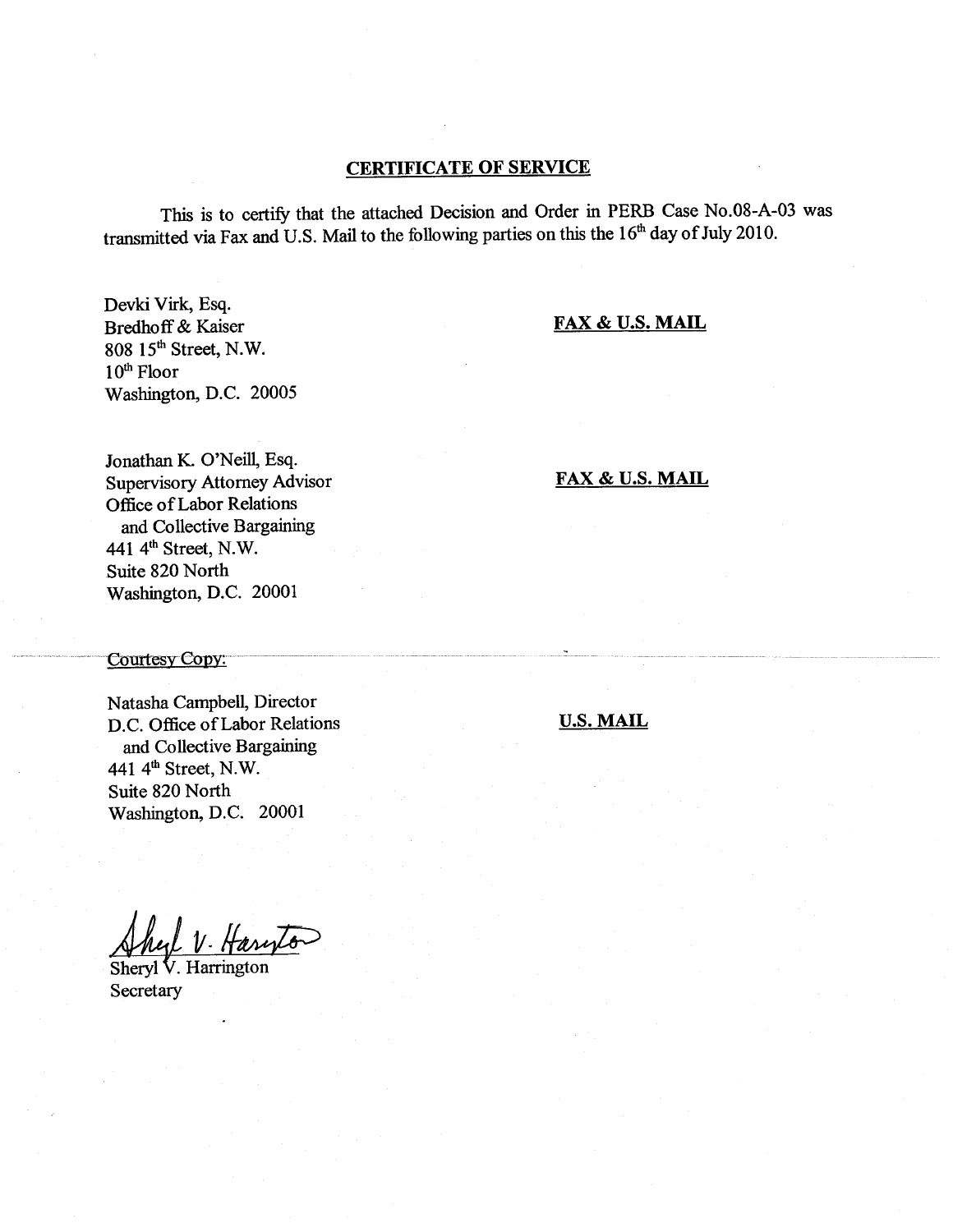# CERTIFICATE OF SERVICE

This is to certify that the attached Decision and Order in PERB Case No.08-A-03 was transmitted via Fax and U.S. Mail to the following parties on this the 16th day of July 2010.

Devki Virk, Esq.
Bredhoff & Kaiser
808 15th Street, N.W.
10th Floor
Washington, D.C. 20005

**FAX & U.S. MAIL**

Jonathan K. O'Neill, Esq.
Supervisory Attorney Advisor
Office of Labor Relations
and Collective Bargaining
441 4th Street, N.W.
Suite 820 North
Washington, D.C. 20001

**FAX & U.S. MAIL**

Courtesy Copy:

Natasha Campbell, Director
D.C. Office of Labor Relations
and Collective Bargaining
441 4th Street, N.W.
Suite 820 North
Washington, D.C. 20001

**U.S. MAIL**

Sheryl V. Harrington
Secretary